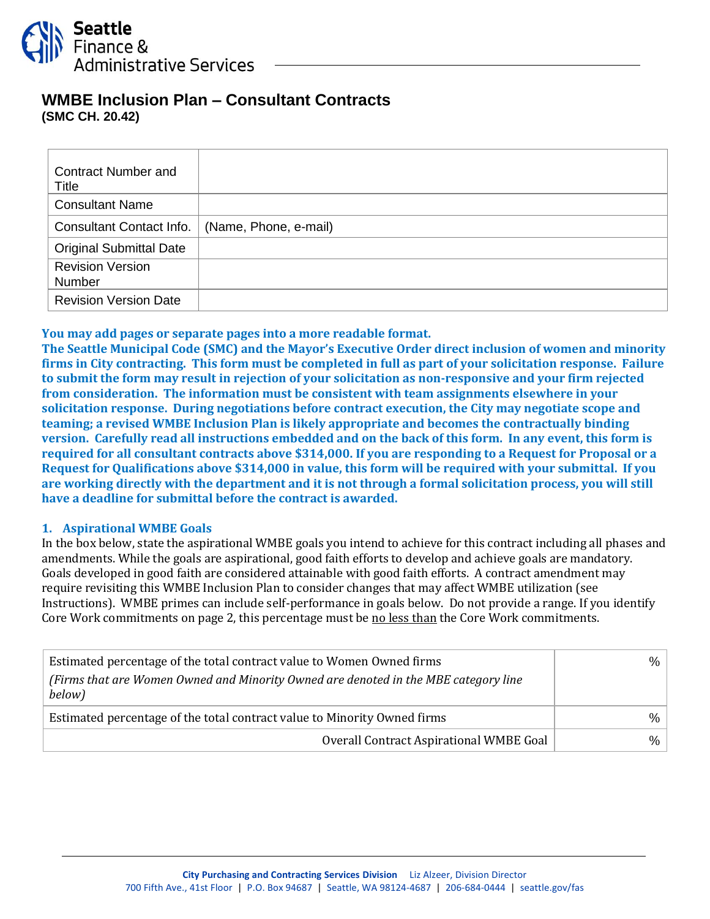# WMBE Inclusion Plan – Consultant Contracts

**(SMC CH. 20.42)**

| | |
|---|---|
| Contract Number and Title | |
| Consultant Name | |
| Consultant Contact Info. | (Name, Phone, e-mail) |
| Original Submittal Date | |
| Revision Version Number | |
| Revision Version Date | |

**You may add pages or separate pages into a more readable format.**
**The Seattle Municipal Code (SMC) and the Mayor's Executive Order direct inclusion of women and minority firms in City contracting. This form must be completed in full as part of your solicitation response. Failure to submit the form may result in rejection of your solicitation as non-responsive and your firm rejected from consideration. The information must be consistent with team assignments elsewhere in your solicitation response. During negotiations before contract execution, the City may negotiate scope and teaming; a revised WMBE Inclusion Plan is likely appropriate and becomes the contractually binding version. Carefully read all instructions embedded and on the back of this form. In any event, this form is required for all consultant contracts above $314,000. If you are responding to a Request for Proposal or a Request for Qualifications above $314,000 in value, this form will be required with your submittal. If you are working directly with the department and it is not through a formal solicitation process, you will still have a deadline for submittal before the contract is awarded.**

## 1. Aspirational WMBE Goals

In the box below, state the aspirational WMBE goals you intend to achieve for this contract including all phases and amendments. While the goals are aspirational, good faith efforts to develop and achieve goals are mandatory. Goals developed in good faith are considered attainable with good faith efforts. A contract amendment may require revisiting this WMBE Inclusion Plan to consider changes that may affect WMBE utilization (see Instructions). WMBE primes can include self-performance in goals below. Do not provide a range. If you identify Core Work commitments on page 2, this percentage must be <u>no less than</u> the Core Work commitments.

| | |
|---|---|
| Estimated percentage of the total contract value to Women Owned firms<br>*(Firms that are Women Owned and Minority Owned are denoted in the MBE category line below)* | % |
| Estimated percentage of the total contract value to Minority Owned firms | % |
| Overall Contract Aspirational WMBE Goal | % |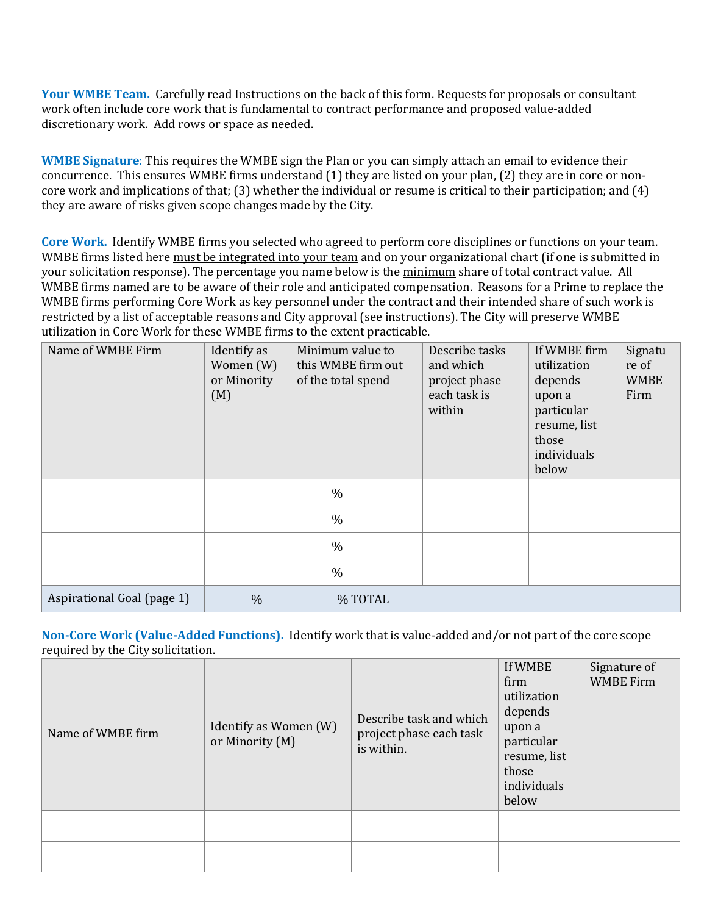**Your WMBE Team.** Carefully read Instructions on the back of this form. Requests for proposals or consultant work often include core work that is fundamental to contract performance and proposed value-added discretionary work. Add rows or space as needed.

**WMBE Signature**: This requires the WMBE sign the Plan or you can simply attach an email to evidence their concurrence. This ensures WMBE firms understand (1) they are listed on your plan, (2) they are in core or non-core work and implications of that; (3) whether the individual or resume is critical to their participation; and (4) they are aware of risks given scope changes made by the City.

**Core Work.** Identify WMBE firms you selected who agreed to perform core disciplines or functions on your team. WMBE firms listed here must be integrated into your team and on your organizational chart (if one is submitted in your solicitation response). The percentage you name below is the minimum share of total contract value. All WMBE firms named are to be aware of their role and anticipated compensation. Reasons for a Prime to replace the WMBE firms performing Core Work as key personnel under the contract and their intended share of such work is restricted by a list of acceptable reasons and City approval (see instructions). The City will preserve WMBE utilization in Core Work for these WMBE firms to the extent practicable.

| Name of WMBE Firm | Identify as Women (W) or Minority (M) | Minimum value to this WMBE firm out of the total spend | Describe tasks and which project phase each task is within | If WMBE firm utilization depends upon a particular resume, list those individuals below | Signature of WMBE Firm |
|---|---|---|---|---|---|
| | | % | | | |
| | | % | | | |
| | | % | | | |
| | | % | | | |
| Aspirational Goal (page 1) | % | % TOTAL | | | |

**Non-Core Work (Value-Added Functions).** Identify work that is value-added and/or not part of the core scope required by the City solicitation.

| Name of WMBE firm | Identify as Women (W) or Minority (M) | Describe task and which project phase each task is within. | If WMBE firm utilization depends upon a particular resume, list those individuals below | Signature of WMBE Firm |
|---|---|---|---|---|
| | | | | |
| | | | | |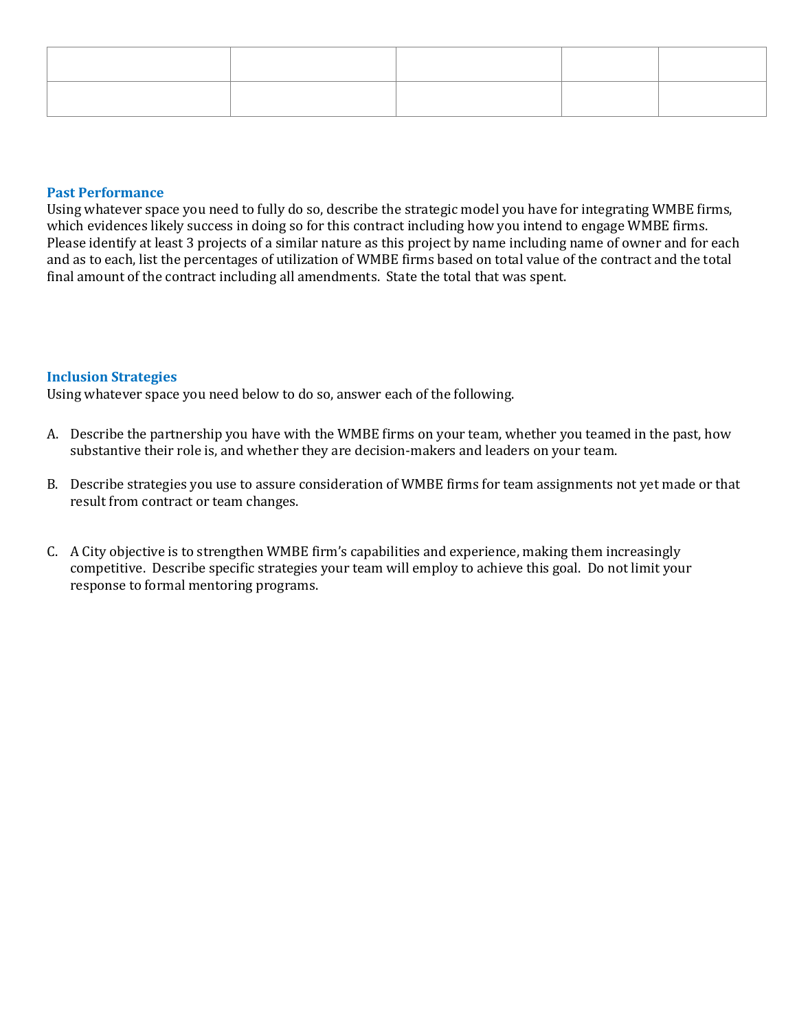| | | | | |
|---|---|---|---|---|
| | | | | |

## Past Performance

Using whatever space you need to fully do so, describe the strategic model you have for integrating WMBE firms, which evidences likely success in doing so for this contract including how you intend to engage WMBE firms. Please identify at least 3 projects of a similar nature as this project by name including name of owner and for each and as to each, list the percentages of utilization of WMBE firms based on total value of the contract and the total final amount of the contract including all amendments. State the total that was spent.

## Inclusion Strategies

Using whatever space you need below to do so, answer each of the following.

A. Describe the partnership you have with the WMBE firms on your team, whether you teamed in the past, how substantive their role is, and whether they are decision-makers and leaders on your team.

B. Describe strategies you use to assure consideration of WMBE firms for team assignments not yet made or that result from contract or team changes.

C. A City objective is to strengthen WMBE firm's capabilities and experience, making them increasingly competitive. Describe specific strategies your team will employ to achieve this goal. Do not limit your response to formal mentoring programs.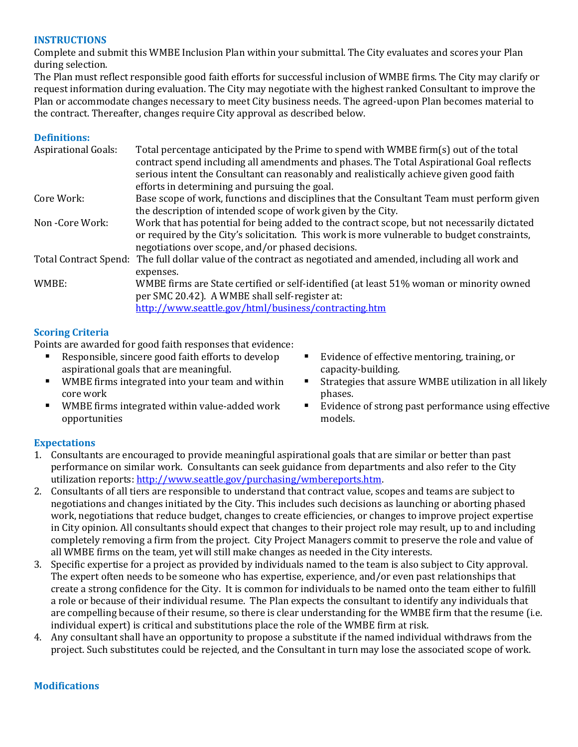## INSTRUCTIONS

Complete and submit this WMBE Inclusion Plan within your submittal. The City evaluates and scores your Plan during selection.

The Plan must reflect responsible good faith efforts for successful inclusion of WMBE firms. The City may clarify or request information during evaluation. The City may negotiate with the highest ranked Consultant to improve the Plan or accommodate changes necessary to meet City business needs. The agreed-upon Plan becomes material to the contract. Thereafter, changes require City approval as described below.

## Definitions:

| | |
|---|---|
| Aspirational Goals: | Total percentage anticipated by the Prime to spend with WMBE firm(s) out of the total contract spend including all amendments and phases. The Total Aspirational Goal reflects serious intent the Consultant can reasonably and realistically achieve given good faith efforts in determining and pursuing the goal. |
| Core Work: | Base scope of work, functions and disciplines that the Consultant Team must perform given the description of intended scope of work given by the City. |
| Non -Core Work: | Work that has potential for being added to the contract scope, but not necessarily dictated or required by the City's solicitation. This work is more vulnerable to budget constraints, negotiations over scope, and/or phased decisions. |
| Total Contract Spend: | The full dollar value of the contract as negotiated and amended, including all work and expenses. |
| WMBE: | WMBE firms are State certified or self-identified (at least 51% woman or minority owned per SMC 20.42). A WMBE shall self-register at: http://www.seattle.gov/html/business/contracting.htm |

## Scoring Criteria

Points are awarded for good faith responses that evidence:

- Responsible, sincere good faith efforts to develop aspirational goals that are meaningful.
- WMBE firms integrated into your team and within core work
- WMBE firms integrated within value-added work opportunities
- Evidence of effective mentoring, training, or capacity-building.
- Strategies that assure WMBE utilization in all likely phases.
- Evidence of strong past performance using effective models.

## Expectations

1. Consultants are encouraged to provide meaningful aspirational goals that are similar or better than past performance on similar work. Consultants can seek guidance from departments and also refer to the City utilization reports: http://www.seattle.gov/purchasing/wmbereports.htm.
2. Consultants of all tiers are responsible to understand that contract value, scopes and teams are subject to negotiations and changes initiated by the City. This includes such decisions as launching or aborting phased work, negotiations that reduce budget, changes to create efficiencies, or changes to improve project expertise in City opinion. All consultants should expect that changes to their project role may result, up to and including completely removing a firm from the project. City Project Managers commit to preserve the role and value of all WMBE firms on the team, yet will still make changes as needed in the City interests.
3. Specific expertise for a project as provided by individuals named to the team is also subject to City approval. The expert often needs to be someone who has expertise, experience, and/or even past relationships that create a strong confidence for the City. It is common for individuals to be named onto the team either to fulfill a role or because of their individual resume. The Plan expects the consultant to identify any individuals that are compelling because of their resume, so there is clear understanding for the WMBE firm that the resume (i.e. individual expert) is critical and substitutions place the role of the WMBE firm at risk.
4. Any consultant shall have an opportunity to propose a substitute if the named individual withdraws from the project. Such substitutes could be rejected, and the Consultant in turn may lose the associated scope of work.

## Modifications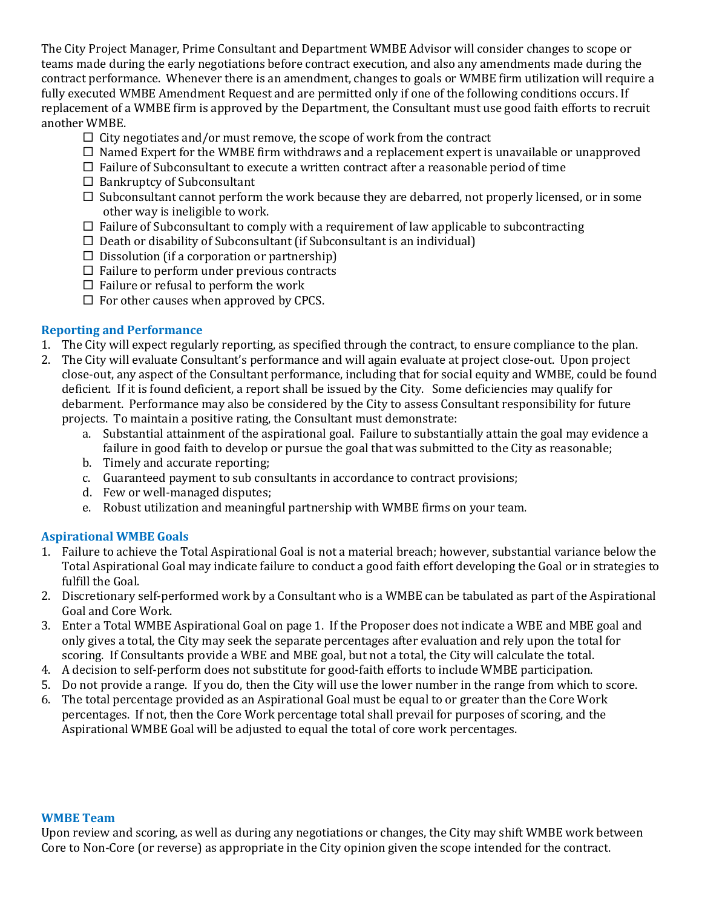The City Project Manager, Prime Consultant and Department WMBE Advisor will consider changes to scope or teams made during the early negotiations before contract execution, and also any amendments made during the contract performance. Whenever there is an amendment, changes to goals or WMBE firm utilization will require a fully executed WMBE Amendment Request and are permitted only if one of the following conditions occurs. If replacement of a WMBE firm is approved by the Department, the Consultant must use good faith efforts to recruit another WMBE.

- ☐ City negotiates and/or must remove, the scope of work from the contract
- ☐ Named Expert for the WMBE firm withdraws and a replacement expert is unavailable or unapproved
- ☐ Failure of Subconsultant to execute a written contract after a reasonable period of time
- ☐ Bankruptcy of Subconsultant
- ☐ Subconsultant cannot perform the work because they are debarred, not properly licensed, or in some other way is ineligible to work.
- ☐ Failure of Subconsultant to comply with a requirement of law applicable to subcontracting
- ☐ Death or disability of Subconsultant (if Subconsultant is an individual)
- ☐ Dissolution (if a corporation or partnership)
- ☐ Failure to perform under previous contracts
- ☐ Failure or refusal to perform the work
- ☐ For other causes when approved by CPCS.

### Reporting and Performance

1. The City will expect regularly reporting, as specified through the contract, to ensure compliance to the plan.
2. The City will evaluate Consultant's performance and will again evaluate at project close-out. Upon project close-out, any aspect of the Consultant performance, including that for social equity and WMBE, could be found deficient. If it is found deficient, a report shall be issued by the City. Some deficiencies may qualify for debarment. Performance may also be considered by the City to assess Consultant responsibility for future projects. To maintain a positive rating, the Consultant must demonstrate:
   a. Substantial attainment of the aspirational goal. Failure to substantially attain the goal may evidence a failure in good faith to develop or pursue the goal that was submitted to the City as reasonable;
   b. Timely and accurate reporting;
   c. Guaranteed payment to sub consultants in accordance to contract provisions;
   d. Few or well-managed disputes;
   e. Robust utilization and meaningful partnership with WMBE firms on your team.

### Aspirational WMBE Goals

1. Failure to achieve the Total Aspirational Goal is not a material breach; however, substantial variance below the Total Aspirational Goal may indicate failure to conduct a good faith effort developing the Goal or in strategies to fulfill the Goal.
2. Discretionary self-performed work by a Consultant who is a WMBE can be tabulated as part of the Aspirational Goal and Core Work.
3. Enter a Total WMBE Aspirational Goal on page 1. If the Proposer does not indicate a WBE and MBE goal and only gives a total, the City may seek the separate percentages after evaluation and rely upon the total for scoring. If Consultants provide a WBE and MBE goal, but not a total, the City will calculate the total.
4. A decision to self-perform does not substitute for good-faith efforts to include WMBE participation.
5. Do not provide a range. If you do, then the City will use the lower number in the range from which to score.
6. The total percentage provided as an Aspirational Goal must be equal to or greater than the Core Work percentages. If not, then the Core Work percentage total shall prevail for purposes of scoring, and the Aspirational WMBE Goal will be adjusted to equal the total of core work percentages.

### WMBE Team

Upon review and scoring, as well as during any negotiations or changes, the City may shift WMBE work between Core to Non-Core (or reverse) as appropriate in the City opinion given the scope intended for the contract.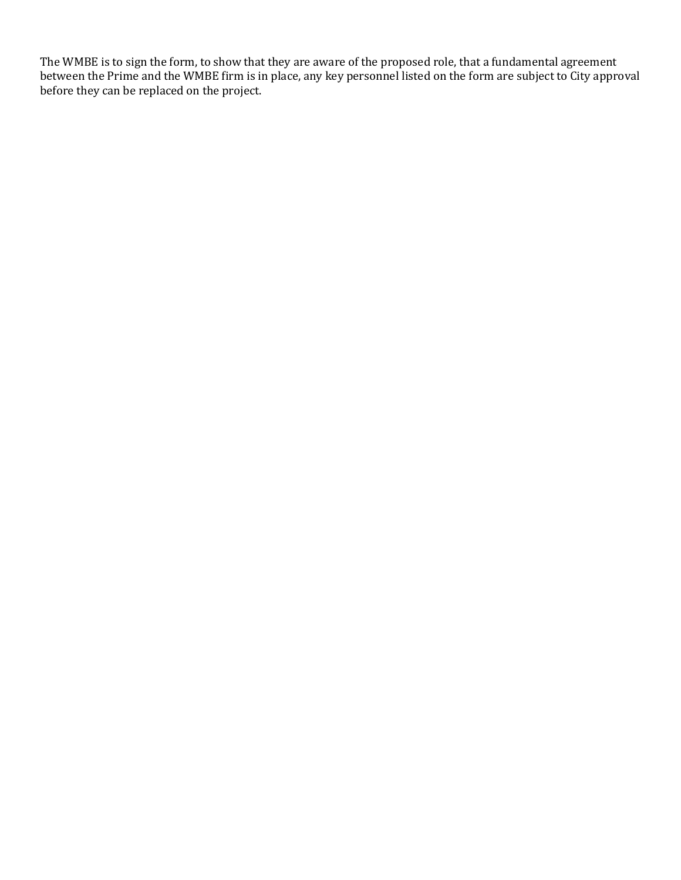The WMBE is to sign the form, to show that they are aware of the proposed role, that a fundamental agreement between the Prime and the WMBE firm is in place, any key personnel listed on the form are subject to City approval before they can be replaced on the project.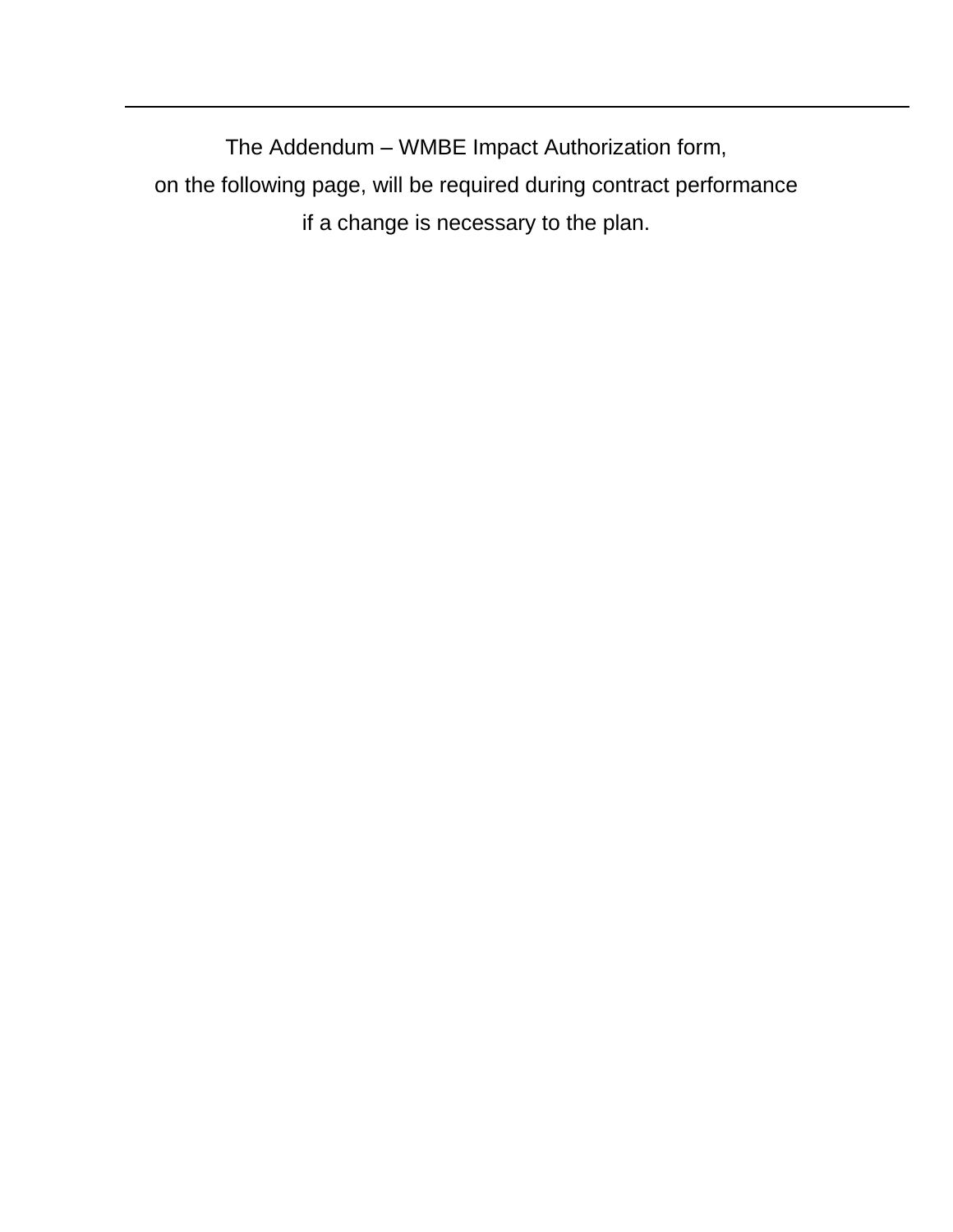---

The Addendum – WMBE Impact Authorization form,
on the following page, will be required during contract performance
if a change is necessary to the plan.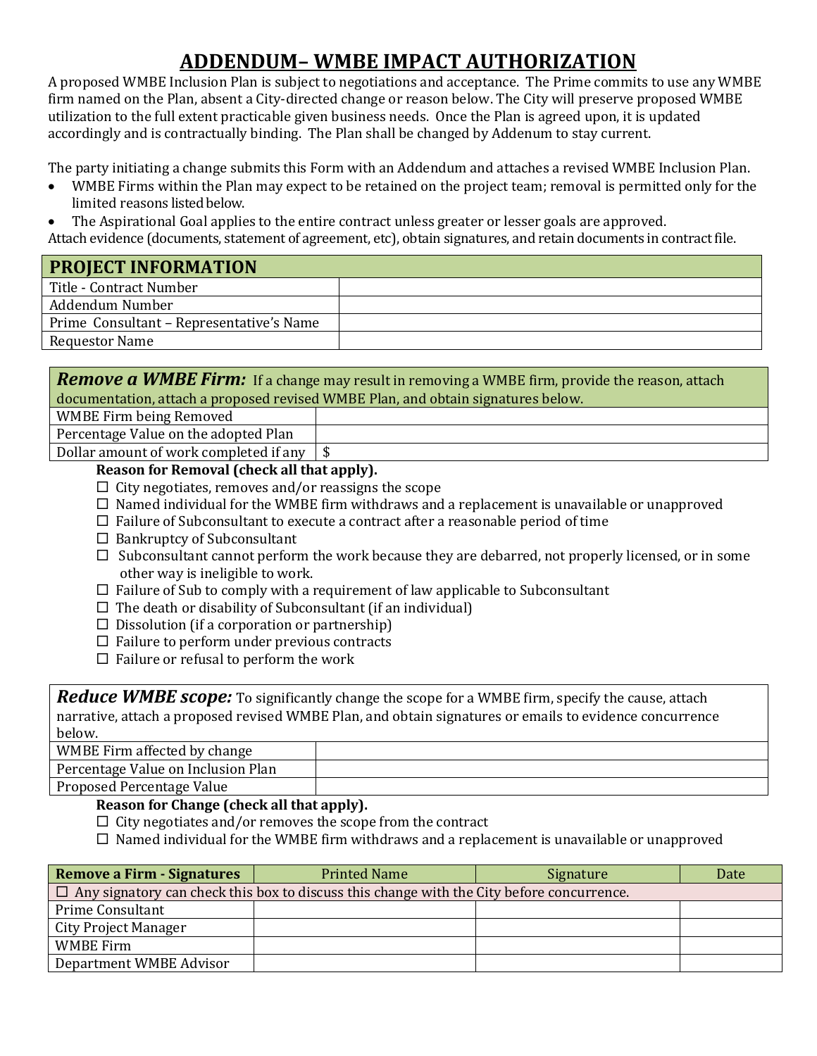# ADDENDUM– WMBE IMPACT AUTHORIZATION

A proposed WMBE Inclusion Plan is subject to negotiations and acceptance. The Prime commits to use any WMBE firm named on the Plan, absent a City-directed change or reason below. The City will preserve proposed WMBE utilization to the full extent practicable given business needs. Once the Plan is agreed upon, it is updated accordingly and is contractually binding. The Plan shall be changed by Addenum to stay current.

The party initiating a change submits this Form with an Addendum and attaches a revised WMBE Inclusion Plan.

- WMBE Firms within the Plan may expect to be retained on the project team; removal is permitted only for the limited reasons listed below.
- The Aspirational Goal applies to the entire contract unless greater or lesser goals are approved.

Attach evidence (documents, statement of agreement, etc), obtain signatures, and retain documents in contract file.

| PROJECT INFORMATION | |
|---|---|
| Title - Contract Number | |
| Addendum Number | |
| Prime Consultant – Representative's Name | |
| Requestor Name | |

| ***Remove a WMBE Firm:*** If a change may result in removing a WMBE firm, provide the reason, attach documentation, attach a proposed revised WMBE Plan, and obtain signatures below. | |
|---|---|
| WMBE Firm being Removed | |
| Percentage Value on the adopted Plan | |
| Dollar amount of work completed if any | $ |

**Reason for Removal (check all that apply).**

- ☐ City negotiates, removes and/or reassigns the scope
- ☐ Named individual for the WMBE firm withdraws and a replacement is unavailable or unapproved
- ☐ Failure of Subconsultant to execute a contract after a reasonable period of time
- ☐ Bankruptcy of Subconsultant
- ☐ Subconsultant cannot perform the work because they are debarred, not properly licensed, or in some other way is ineligible to work.
- ☐ Failure of Sub to comply with a requirement of law applicable to Subconsultant
- ☐ The death or disability of Subconsultant (if an individual)
- ☐ Dissolution (if a corporation or partnership)
- ☐ Failure to perform under previous contracts
- ☐ Failure or refusal to perform the work

| ***Reduce WMBE scope:*** To significantly change the scope for a WMBE firm, specify the cause, attach narrative, attach a proposed revised WMBE Plan, and obtain signatures or emails to evidence concurrence below. | |
|---|---|
| WMBE Firm affected by change | |
| Percentage Value on Inclusion Plan | |
| Proposed Percentage Value | |

**Reason for Change (check all that apply).**

- ☐ City negotiates and/or removes the scope from the contract
- ☐ Named individual for the WMBE firm withdraws and a replacement is unavailable or unapproved

| Remove a Firm - Signatures | Printed Name | Signature | Date |
|---|---|---|---|
| ☐ Any signatory can check this box to discuss this change with the City before concurrence. | | | |
| Prime Consultant | | | |
| City Project Manager | | | |
| WMBE Firm | | | |
| Department WMBE Advisor | | | |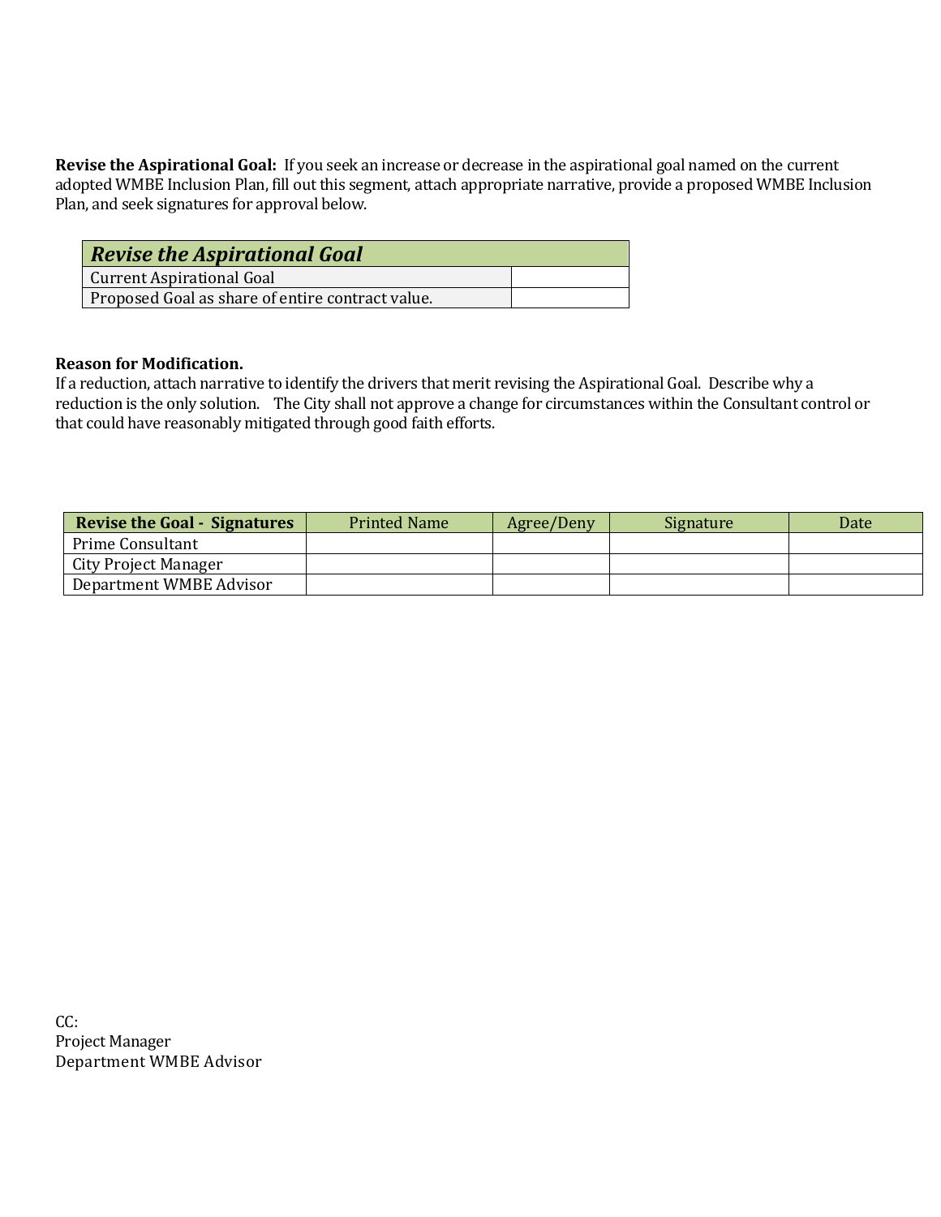**Revise the Aspirational Goal:** If you seek an increase or decrease in the aspirational goal named on the current adopted WMBE Inclusion Plan, fill out this segment, attach appropriate narrative, provide a proposed WMBE Inclusion Plan, and seek signatures for approval below.

| ***Revise the Aspirational Goal*** | |
|---|---|
| Current Aspirational Goal | |
| Proposed Goal as share of entire contract value. | |

**Reason for Modification.**
If a reduction, attach narrative to identify the drivers that merit revising the Aspirational Goal. Describe why a reduction is the only solution. The City shall not approve a change for circumstances within the Consultant control or that could have reasonably mitigated through good faith efforts.

| **Revise the Goal - Signatures** | Printed Name | Agree/Deny | Signature | Date |
|---|---|---|---|---|
| Prime Consultant | | | | |
| City Project Manager | | | | |
| Department WMBE Advisor | | | | |

CC:
Project Manager
Department WMBE Advisor